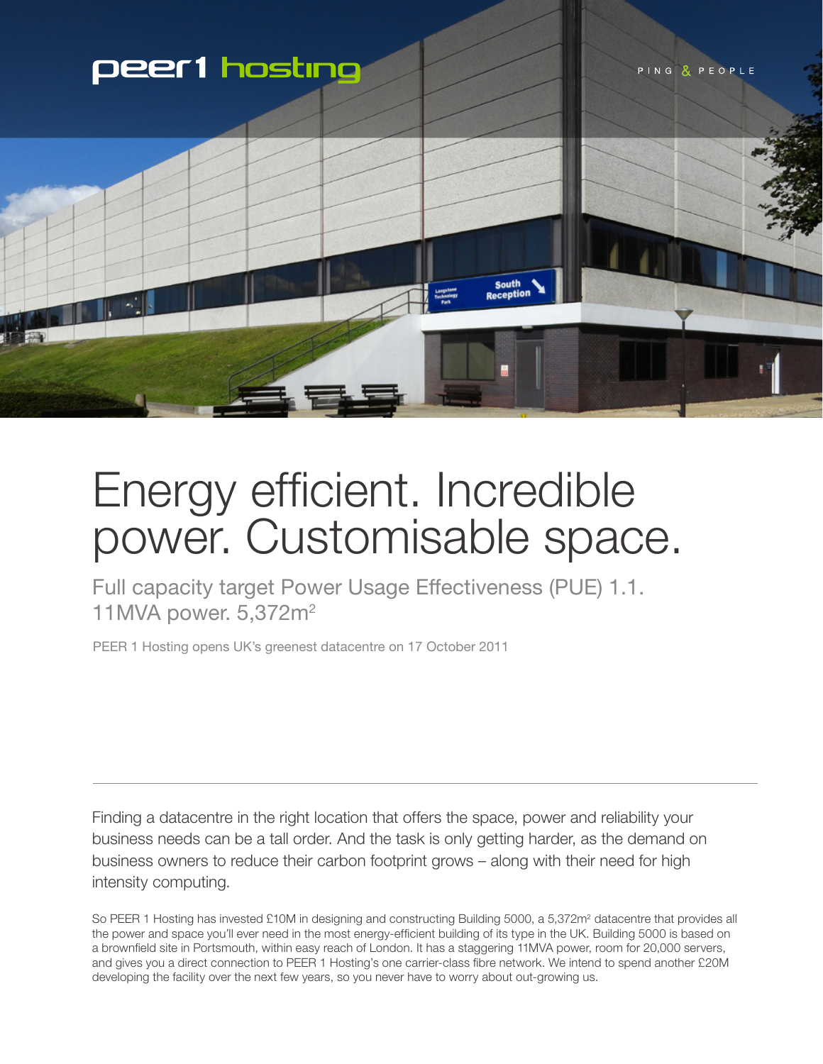peer1 hosting

PING & PEOPLE

# Energy efficient. Incredible power. Customisable space.

## Full capacity target Power Usage Effectiveness (PUE) 1.1. 11MVA power. 5,372m$^2$

PEER 1 Hosting opens UK's greenest datacentre on 17 October 2011

---

Finding a datacentre in the right location that offers the space, power and reliability your business needs can be a tall order. And the task is only getting harder, as the demand on business owners to reduce their carbon footprint grows – along with their need for high intensity computing.

So PEER 1 Hosting has invested £10M in designing and constructing Building 5000, a 5,372m$^2$ datacentre that provides all the power and space you'll ever need in the most energy-efficient building of its type in the UK. Building 5000 is based on a brownfield site in Portsmouth, within easy reach of London. It has a staggering 11MVA power, room for 20,000 servers, and gives you a direct connection to PEER 1 Hosting's one carrier-class fibre network. We intend to spend another £20M developing the facility over the next few years, so you never have to worry about out-growing us.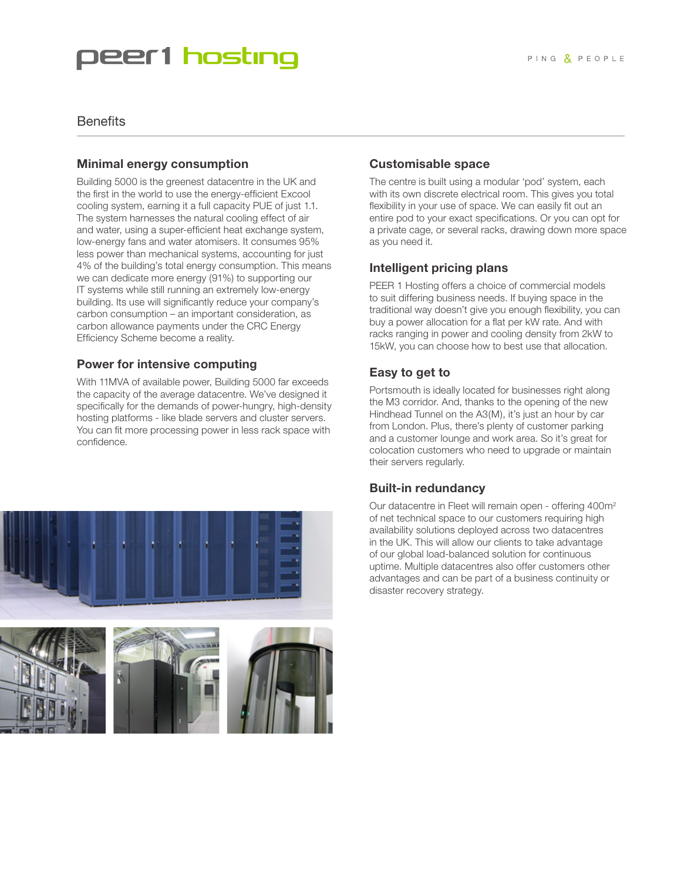## Benefits

### Minimal energy consumption

Building 5000 is the greenest datacentre in the UK and the first in the world to use the energy-efficient Excool cooling system, earning it a full capacity PUE of just 1.1. The system harnesses the natural cooling effect of air and water, using a super-efficient heat exchange system, low-energy fans and water atomisers. It consumes 95% less power than mechanical systems, accounting for just 4% of the building's total energy consumption. This means we can dedicate more energy (91%) to supporting our IT systems while still running an extremely low-energy building. Its use will significantly reduce your company's carbon consumption – an important consideration, as carbon allowance payments under the CRC Energy Efficiency Scheme become a reality.

### Power for intensive computing

With 11MVA of available power, Building 5000 far exceeds the capacity of the average datacentre. We've designed it specifically for the demands of power-hungry, high-density hosting platforms - like blade servers and cluster servers. You can fit more processing power in less rack space with confidence.

### Customisable space

The centre is built using a modular 'pod' system, each with its own discrete electrical room. This gives you total flexibility in your use of space. We can easily fit out an entire pod to your exact specifications. Or you can opt for a private cage, or several racks, drawing down more space as you need it.

### Intelligent pricing plans

PEER 1 Hosting offers a choice of commercial models to suit differing business needs. If buying space in the traditional way doesn't give you enough flexibility, you can buy a power allocation for a flat per kW rate. And with racks ranging in power and cooling density from 2kW to 15kW, you can choose how to best use that allocation.

### Easy to get to

Portsmouth is ideally located for businesses right along the M3 corridor. And, thanks to the opening of the new Hindhead Tunnel on the A3(M), it's just an hour by car from London. Plus, there's plenty of customer parking and a customer lounge and work area. So it's great for colocation customers who need to upgrade or maintain their servers regularly.

### Built-in redundancy

Our datacentre in Fleet will remain open - offering 400m$^2$ of net technical space to our customers requiring high availability solutions deployed across two datacentres in the UK. This will allow our clients to take advantage of our global load-balanced solution for continuous uptime. Multiple datacentres also offer customers other advantages and can be part of a business continuity or disaster recovery strategy.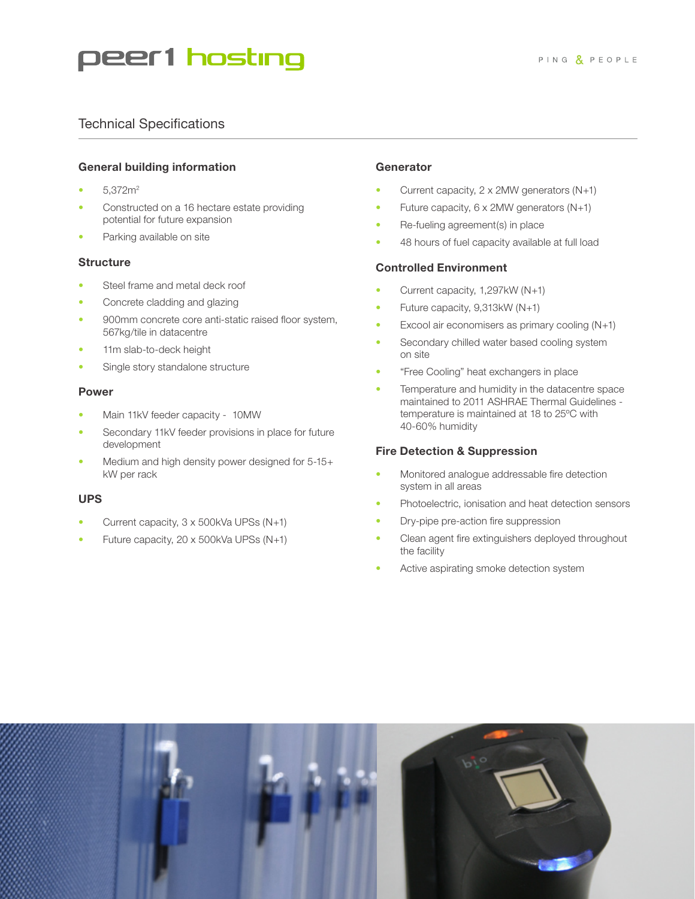# Technical Specifications

## General building information

- 5,372m$^2$
- Constructed on a 16 hectare estate providing potential for future expansion
- Parking available on site

## Structure

- Steel frame and metal deck roof
- Concrete cladding and glazing
- 900mm concrete core anti-static raised floor system, 567kg/tile in datacentre
- 11m slab-to-deck height
- Single story standalone structure

## Power

- Main 11kV feeder capacity - 10MW
- Secondary 11kV feeder provisions in place for future development
- Medium and high density power designed for 5-15+ kW per rack

## UPS

- Current capacity, 3 x 500kVa UPSs (N+1)
- Future capacity, 20 x 500kVa UPSs (N+1)

## Generator

- Current capacity, 2 x 2MW generators (N+1)
- Future capacity, 6 x 2MW generators (N+1)
- Re-fueling agreement(s) in place
- 48 hours of fuel capacity available at full load

## Controlled Environment

- Current capacity, 1,297kW (N+1)
- Future capacity, 9,313kW (N+1)
- Excool air economisers as primary cooling (N+1)
- Secondary chilled water based cooling system on site
- "Free Cooling" heat exchangers in place
- Temperature and humidity in the datacentre space maintained to 2011 ASHRAE Thermal Guidelines - temperature is maintained at 18 to 25ºC with 40-60% humidity

## Fire Detection & Suppression

- Monitored analogue addressable fire detection system in all areas
- Photoelectric, ionisation and heat detection sensors
- Dry-pipe pre-action fire suppression
- Clean agent fire extinguishers deployed throughout the facility
- Active aspirating smoke detection system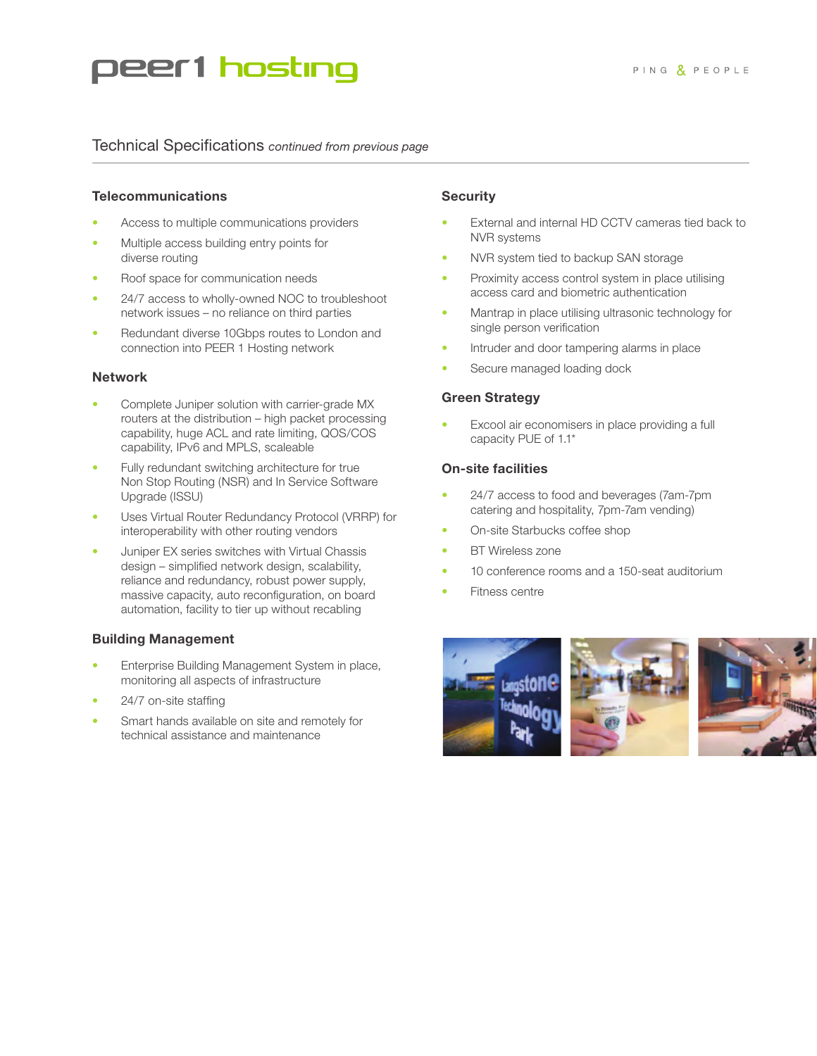## Technical Specifications *continued from previous page*

### Telecommunications

- Access to multiple communications providers
- Multiple access building entry points for diverse routing
- Roof space for communication needs
- 24/7 access to wholly-owned NOC to troubleshoot network issues – no reliance on third parties
- Redundant diverse 10Gbps routes to London and connection into PEER 1 Hosting network

### Network

- Complete Juniper solution with carrier-grade MX routers at the distribution – high packet processing capability, huge ACL and rate limiting, QOS/COS capability, IPv6 and MPLS, scaleable
- Fully redundant switching architecture for true Non Stop Routing (NSR) and In Service Software Upgrade (ISSU)
- Uses Virtual Router Redundancy Protocol (VRRP) for interoperability with other routing vendors
- Juniper EX series switches with Virtual Chassis design – simplified network design, scalability, reliance and redundancy, robust power supply, massive capacity, auto reconfiguration, on board automation, facility to tier up without recabling

### Building Management

- Enterprise Building Management System in place, monitoring all aspects of infrastructure
- 24/7 on-site staffing
- Smart hands available on site and remotely for technical assistance and maintenance

### Security

- External and internal HD CCTV cameras tied back to NVR systems
- NVR system tied to backup SAN storage
- Proximity access control system in place utilising access card and biometric authentication
- Mantrap in place utilising ultrasonic technology for single person verification
- Intruder and door tampering alarms in place
- Secure managed loading dock

### Green Strategy

- Excool air economisers in place providing a full capacity PUE of 1.1*

### On-site facilities

- 24/7 access to food and beverages (7am-7pm catering and hospitality, 7pm-7am vending)
- On-site Starbucks coffee shop
- BT Wireless zone
- 10 conference rooms and a 150-seat auditorium
- Fitness centre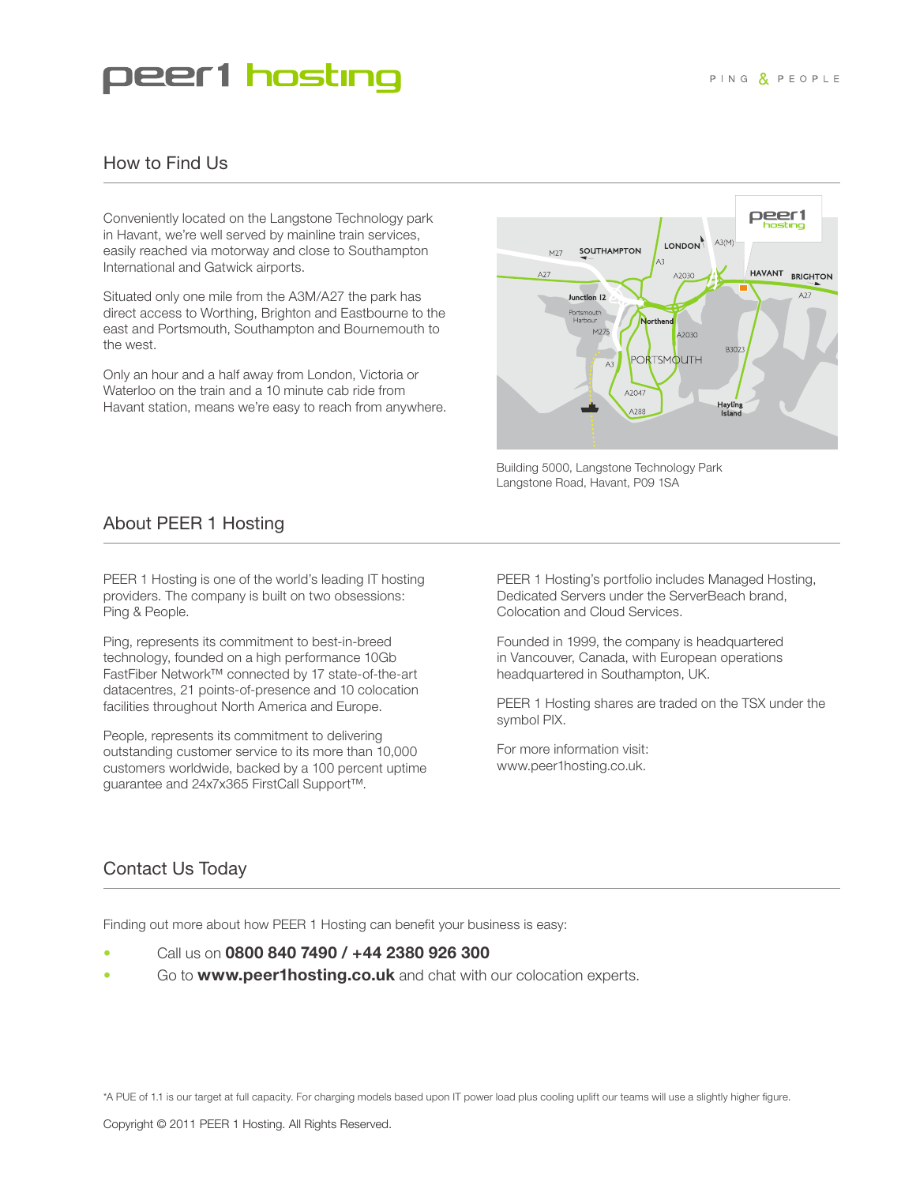peer1 hosting

PING & PEOPLE

## How to Find Us

Conveniently located on the Langstone Technology park in Havant, we're well served by mainline train services, easily reached via motorway and close to Southampton International and Gatwick airports.

Situated only one mile from the A3M/A27 the park has direct access to Worthing, Brighton and Eastbourne to the east and Portsmouth, Southampton and Bournemouth to the west.

Only an hour and a half away from London, Victoria or Waterloo on the train and a 10 minute cab ride from Havant station, means we're easy to reach from anywhere.

peer1 hosting
M27
SOUTHAMPTON
LONDON
A3(M)
A3
A27
A2030
HAVANT
BRIGHTON
A27
Junction 12
Portsmouth Harbour
Northend
M275
A2030
B3023
A3
PORTSMOUTH
A2047
A288
Hayling Island

Building 5000, Langstone Technology Park
Langstone Road, Havant, P09 1SA

## About PEER 1 Hosting

PEER 1 Hosting is one of the world's leading IT hosting providers. The company is built on two obsessions: Ping & People.

Ping, represents its commitment to best-in-breed technology, founded on a high performance 10Gb FastFiber Network™ connected by 17 state-of-the-art datacentres, 21 points-of-presence and 10 colocation facilities throughout North America and Europe.

People, represents its commitment to delivering outstanding customer service to its more than 10,000 customers worldwide, backed by a 100 percent uptime guarantee and 24x7x365 FirstCall Support™.

PEER 1 Hosting's portfolio includes Managed Hosting, Dedicated Servers under the ServerBeach brand, Colocation and Cloud Services.

Founded in 1999, the company is headquartered in Vancouver, Canada, with European operations headquartered in Southampton, UK.

PEER 1 Hosting shares are traded on the TSX under the symbol PIX.

For more information visit:
www.peer1hosting.co.uk.

## Contact Us Today

Finding out more about how PEER 1 Hosting can benefit your business is easy:

- Call us on **0800 840 7490 / +44 2380 926 300**
- Go to **www.peer1hosting.co.uk** and chat with our colocation experts.

*A PUE of 1.1 is our target at full capacity. For charging models based upon IT power load plus cooling uplift our teams will use a slightly higher figure.

Copyright © 2011 PEER 1 Hosting. All Rights Reserved.